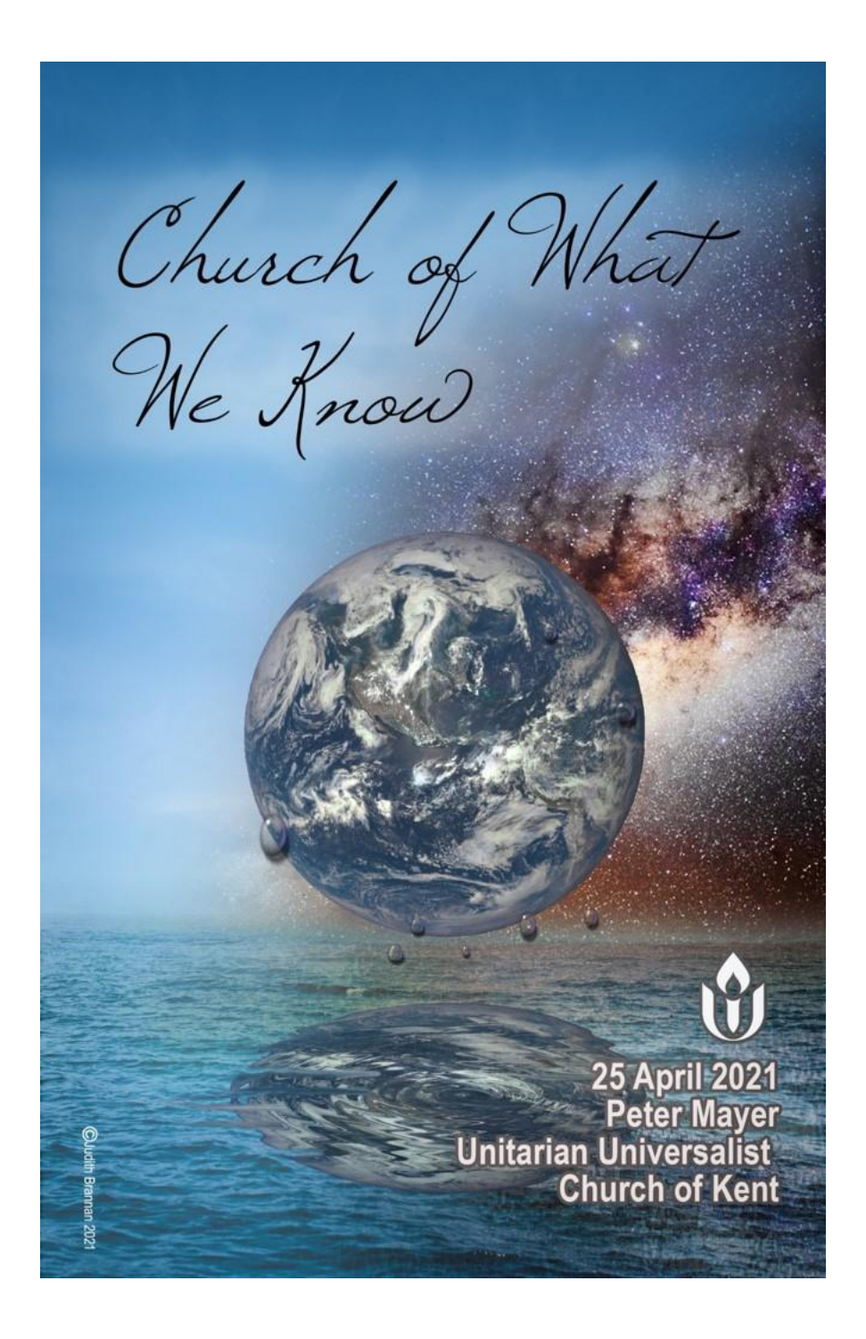# Church of What We Know

25 April 2021
Peter Mayer
Unitarian Universalist
Church of Kent

©Judith Brannan 2021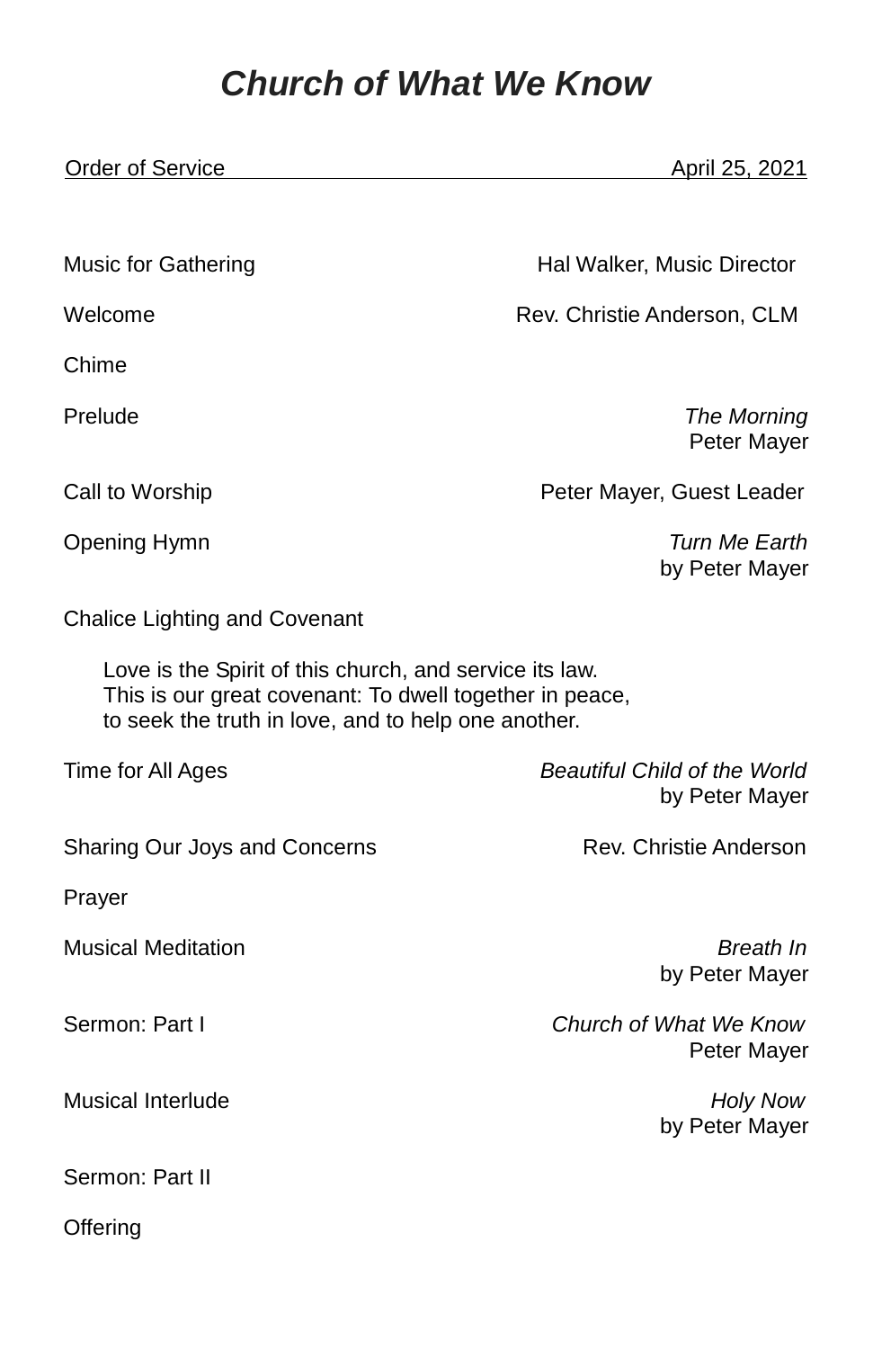# *Church of What We Know*

Order of Service April 25, 2021

Music for Gathering — Hal Walker, Music Director

Welcome — Rev. Christie Anderson, CLM

Chime

Prelude — *The Morning*
Peter Mayer

Call to Worship — Peter Mayer, Guest Leader

Opening Hymn — *Turn Me Earth*
by Peter Mayer

Chalice Lighting and Covenant

> Love is the Spirit of this church, and service its law.
> This is our great covenant: To dwell together in peace,
> to seek the truth in love, and to help one another.

Time for All Ages — *Beautiful Child of the World*
by Peter Mayer

Sharing Our Joys and Concerns — Rev. Christie Anderson

Prayer

Musical Meditation — *Breath In*
by Peter Mayer

Sermon: Part I — *Church of What We Know*
Peter Mayer

Musical Interlude — *Holy Now*
by Peter Mayer

Sermon: Part II

Offering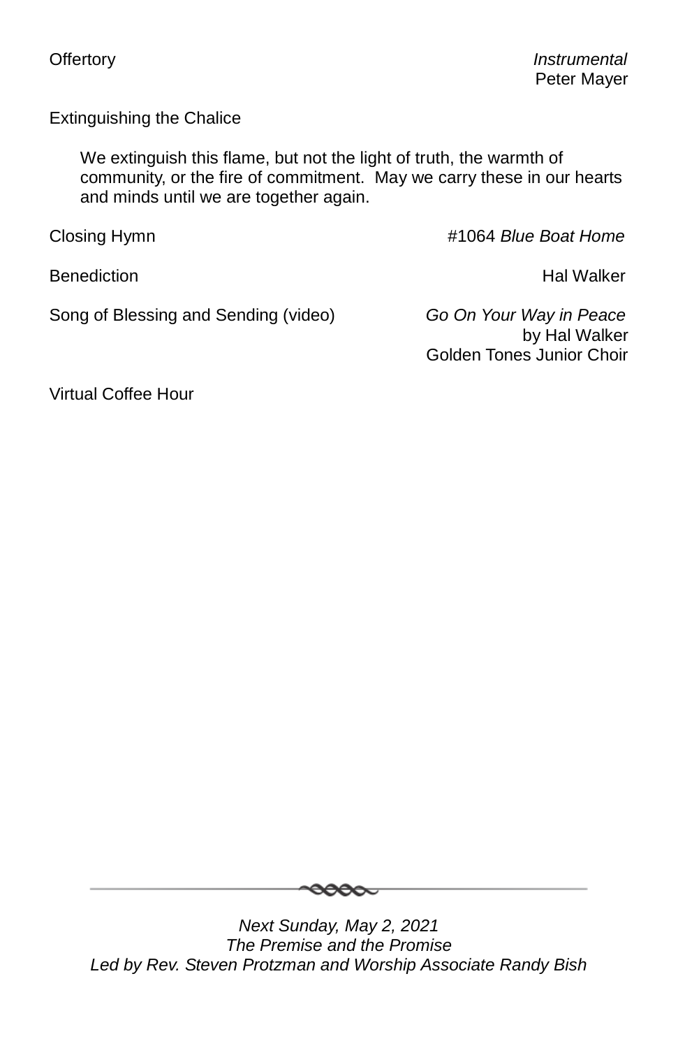Offertory *Instrumental*
Peter Mayer

Extinguishing the Chalice

> We extinguish this flame, but not the light of truth, the warmth of community, or the fire of commitment. May we carry these in our hearts and minds until we are together again.

Closing Hymn #1064 *Blue Boat Home*

Benediction Hal Walker

Song of Blessing and Sending (video) *Go On Your Way in Peace*
by Hal Walker
Golden Tones Junior Choir

Virtual Coffee Hour

---

*Next Sunday, May 2, 2021*
*The Premise and the Promise*
*Led by Rev. Steven Protzman and Worship Associate Randy Bish*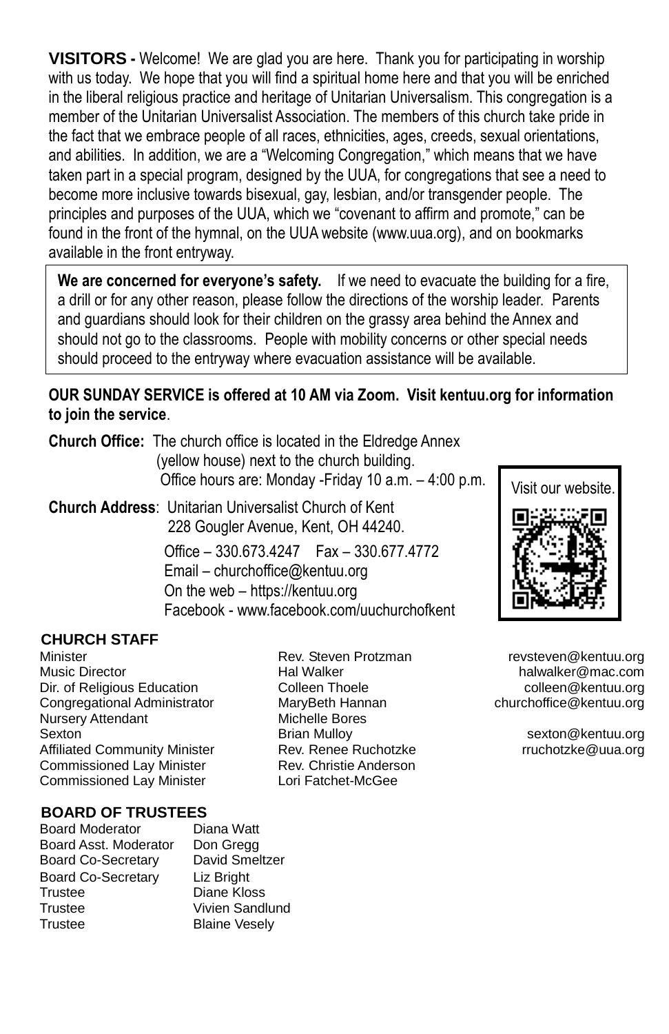**VISITORS -** Welcome! We are glad you are here. Thank you for participating in worship with us today. We hope that you will find a spiritual home here and that you will be enriched in the liberal religious practice and heritage of Unitarian Universalism. This congregation is a member of the Unitarian Universalist Association. The members of this church take pride in the fact that we embrace people of all races, ethnicities, ages, creeds, sexual orientations, and abilities. In addition, we are a "Welcoming Congregation," which means that we have taken part in a special program, designed by the UUA, for congregations that see a need to become more inclusive towards bisexual, gay, lesbian, and/or transgender people. The principles and purposes of the UUA, which we "covenant to affirm and promote," can be found in the front of the hymnal, on the UUA website (www.uua.org), and on bookmarks available in the front entryway.

**We are concerned for everyone's safety.** If we need to evacuate the building for a fire, a drill or for any other reason, please follow the directions of the worship leader. Parents and guardians should look for their children on the grassy area behind the Annex and should not go to the classrooms. People with mobility concerns or other special needs should proceed to the entryway where evacuation assistance will be available.

**OUR SUNDAY SERVICE is offered at 10 AM via Zoom. Visit kentuu.org for information to join the service**.

**Church Office:** The church office is located in the Eldredge Annex (yellow house) next to the church building.
Office hours are: Monday -Friday 10 a.m. – 4:00 p.m.

**Church Address**: Unitarian Universalist Church of Kent
228 Gougler Avenue, Kent, OH 44240.
Office – 330.673.4247 Fax – 330.677.4772
Email – churchoffice@kentuu.org
On the web – https://kentuu.org
Facebook - www.facebook.com/uuchurchofkent

Visit our website.

## CHURCH STAFF

| | | |
|---|---|---|
| Minister | Rev. Steven Protzman | revsteven@kentuu.org |
| Music Director | Hal Walker | halwalker@mac.com |
| Dir. of Religious Education | Colleen Thoele | colleen@kentuu.org |
| Congregational Administrator | MaryBeth Hannan | churchoffice@kentuu.org |
| Nursery Attendant | Michelle Bores | |
| Sexton | Brian Mulloy | sexton@kentuu.org |
| Affiliated Community Minister | Rev. Renee Ruchotzke | rruchotzke@uua.org |
| Commissioned Lay Minister | Rev. Christie Anderson | |
| Commissioned Lay Minister | Lori Fatchet-McGee | |

## BOARD OF TRUSTEES

| | |
|---|---|
| Board Moderator | Diana Watt |
| Board Asst. Moderator | Don Gregg |
| Board Co-Secretary | David Smeltzer |
| Board Co-Secretary | Liz Bright |
| Trustee | Diane Kloss |
| Trustee | Vivien Sandlund |
| Trustee | Blaine Vesely |